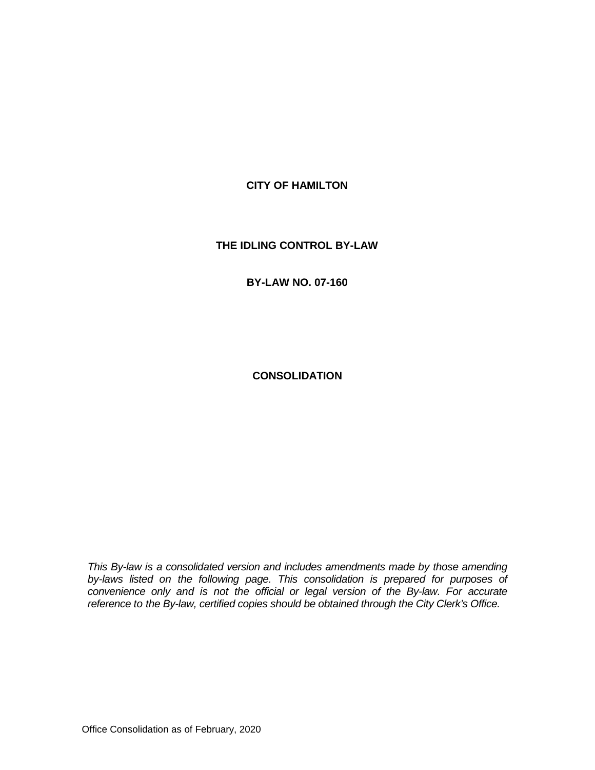**CITY OF HAMILTON**

**THE IDLING CONTROL BY-LAW**

**BY-LAW NO. 07-160**

**CONSOLIDATION**

*This By-law is a consolidated version and includes amendments made by those amending by-laws listed on the following page. This consolidation is prepared for purposes of convenience only and is not the official or legal version of the By-law. For accurate reference to the By-law, certified copies should be obtained through the City Clerk's Office.*

Office Consolidation as of February, 2020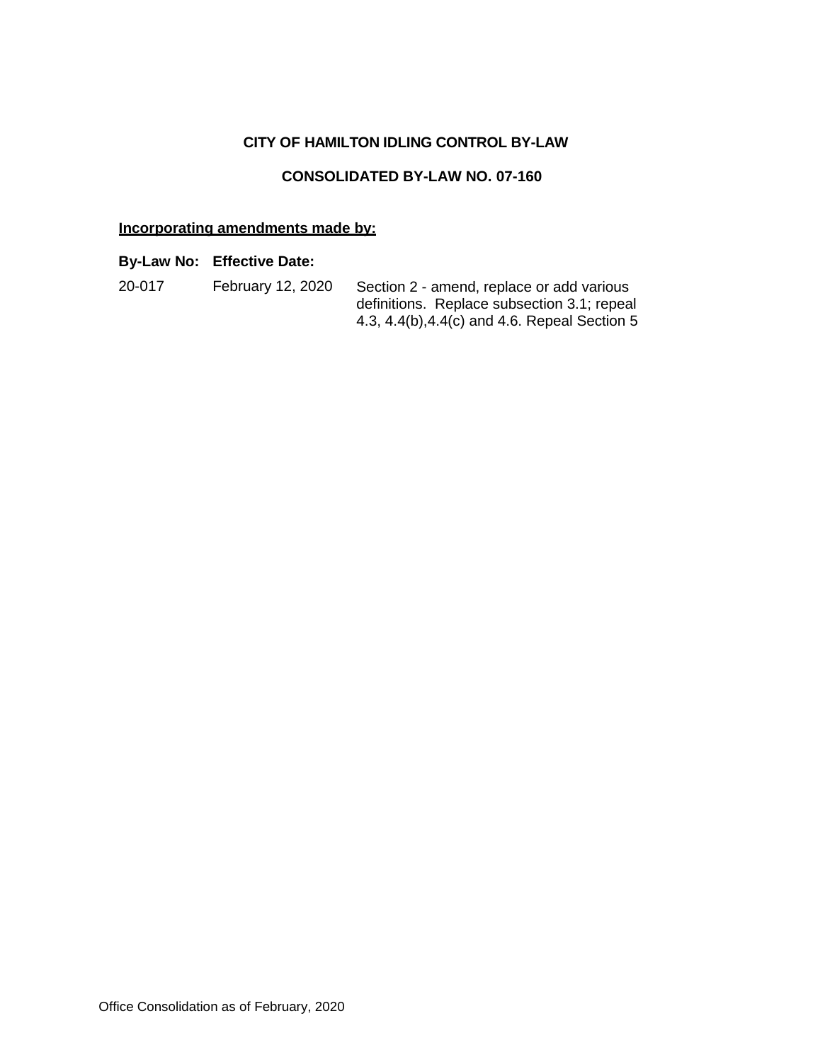**CITY OF HAMILTON IDLING CONTROL BY-LAW**

**CONSOLIDATED BY-LAW NO. 07-160**

**<u>Incorporating amendments made by:</u>**

| **By-Law No:** | **Effective Date:** | |
|---|---|---|
| 20-017 | February 12, 2020 | Section 2 - amend, replace or add various definitions. Replace subsection 3.1; repeal 4.3, 4.4(b),4.4(c) and 4.6. Repeal Section 5 |

Office Consolidation as of February, 2020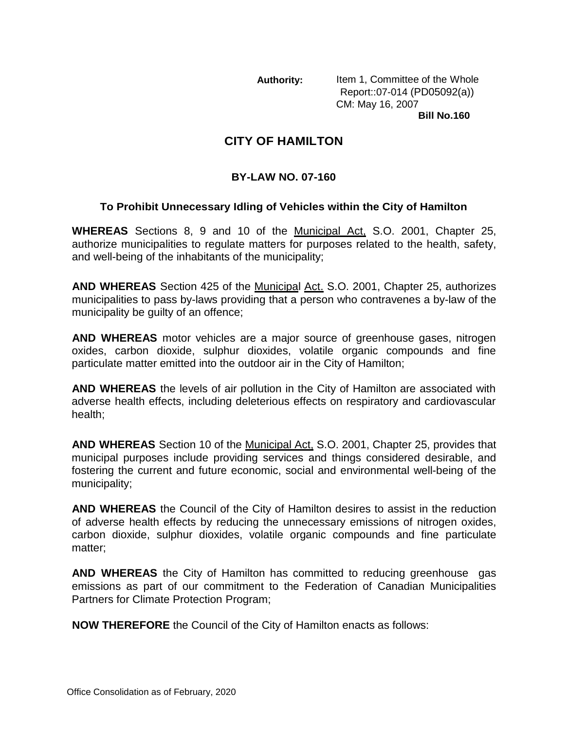**Authority:** Item 1, Committee of the Whole
Report::07-014 (PD05092(a))
CM: May 16, 2007

**Bill No.160**

# CITY OF HAMILTON

## BY-LAW NO. 07-160

### To Prohibit Unnecessary Idling of Vehicles within the City of Hamilton

**WHEREAS** Sections 8, 9 and 10 of the Municipal Act, S.O. 2001, Chapter 25, authorize municipalities to regulate matters for purposes related to the health, safety, and well-being of the inhabitants of the municipality;

**AND WHEREAS** Section 425 of the Municipal Act. S.O. 2001, Chapter 25, authorizes municipalities to pass by-laws providing that a person who contravenes a by-law of the municipality be guilty of an offence;

**AND WHEREAS** motor vehicles are a major source of greenhouse gases, nitrogen oxides, carbon dioxide, sulphur dioxides, volatile organic compounds and fine particulate matter emitted into the outdoor air in the City of Hamilton;

**AND WHEREAS** the levels of air pollution in the City of Hamilton are associated with adverse health effects, including deleterious effects on respiratory and cardiovascular health;

**AND WHEREAS** Section 10 of the Municipal Act, S.O. 2001, Chapter 25, provides that municipal purposes include providing services and things considered desirable, and fostering the current and future economic, social and environmental well-being of the municipality;

**AND WHEREAS** the Council of the City of Hamilton desires to assist in the reduction of adverse health effects by reducing the unnecessary emissions of nitrogen oxides, carbon dioxide, sulphur dioxides, volatile organic compounds and fine particulate matter;

**AND WHEREAS** the City of Hamilton has committed to reducing greenhouse gas emissions as part of our commitment to the Federation of Canadian Municipalities Partners for Climate Protection Program;

**NOW THEREFORE** the Council of the City of Hamilton enacts as follows:

Office Consolidation as of February, 2020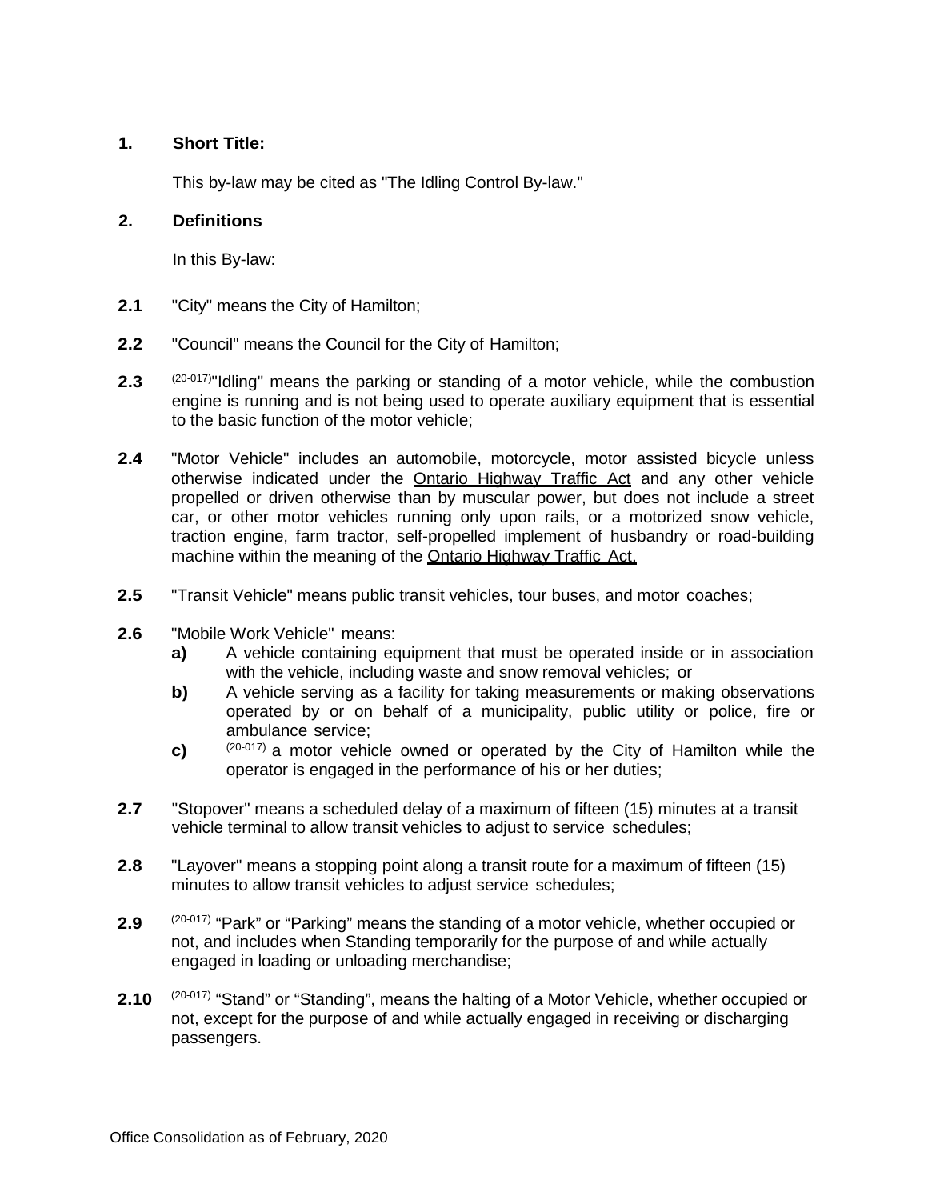**1. Short Title:**

This by-law may be cited as "The Idling Control By-law."

**2. Definitions**

In this By-law:

**2.1** "City" means the City of Hamilton;

**2.2** "Council" means the Council for the City of Hamilton;

**2.3** (20-017)"Idling" means the parking or standing of a motor vehicle, while the combustion engine is running and is not being used to operate auxiliary equipment that is essential to the basic function of the motor vehicle;

**2.4** "Motor Vehicle" includes an automobile, motorcycle, motor assisted bicycle unless otherwise indicated under the Ontario Highway Traffic Act and any other vehicle propelled or driven otherwise than by muscular power, but does not include a street car, or other motor vehicles running only upon rails, or a motorized snow vehicle, traction engine, farm tractor, self-propelled implement of husbandry or road-building machine within the meaning of the Ontario Highway Traffic Act.

**2.5** "Transit Vehicle" means public transit vehicles, tour buses, and motor coaches;

**2.6** "Mobile Work Vehicle" means:

- **a)** A vehicle containing equipment that must be operated inside or in association with the vehicle, including waste and snow removal vehicles; or
- **b)** A vehicle serving as a facility for taking measurements or making observations operated by or on behalf of a municipality, public utility or police, fire or ambulance service;
- **c)** (20-017) a motor vehicle owned or operated by the City of Hamilton while the operator is engaged in the performance of his or her duties;

**2.7** "Stopover" means a scheduled delay of a maximum of fifteen (15) minutes at a transit vehicle terminal to allow transit vehicles to adjust to service schedules;

**2.8** "Layover" means a stopping point along a transit route for a maximum of fifteen (15) minutes to allow transit vehicles to adjust service schedules;

**2.9** (20-017) "Park" or "Parking" means the standing of a motor vehicle, whether occupied or not, and includes when Standing temporarily for the purpose of and while actually engaged in loading or unloading merchandise;

**2.10** (20-017) "Stand" or "Standing", means the halting of a Motor Vehicle, whether occupied or not, except for the purpose of and while actually engaged in receiving or discharging passengers.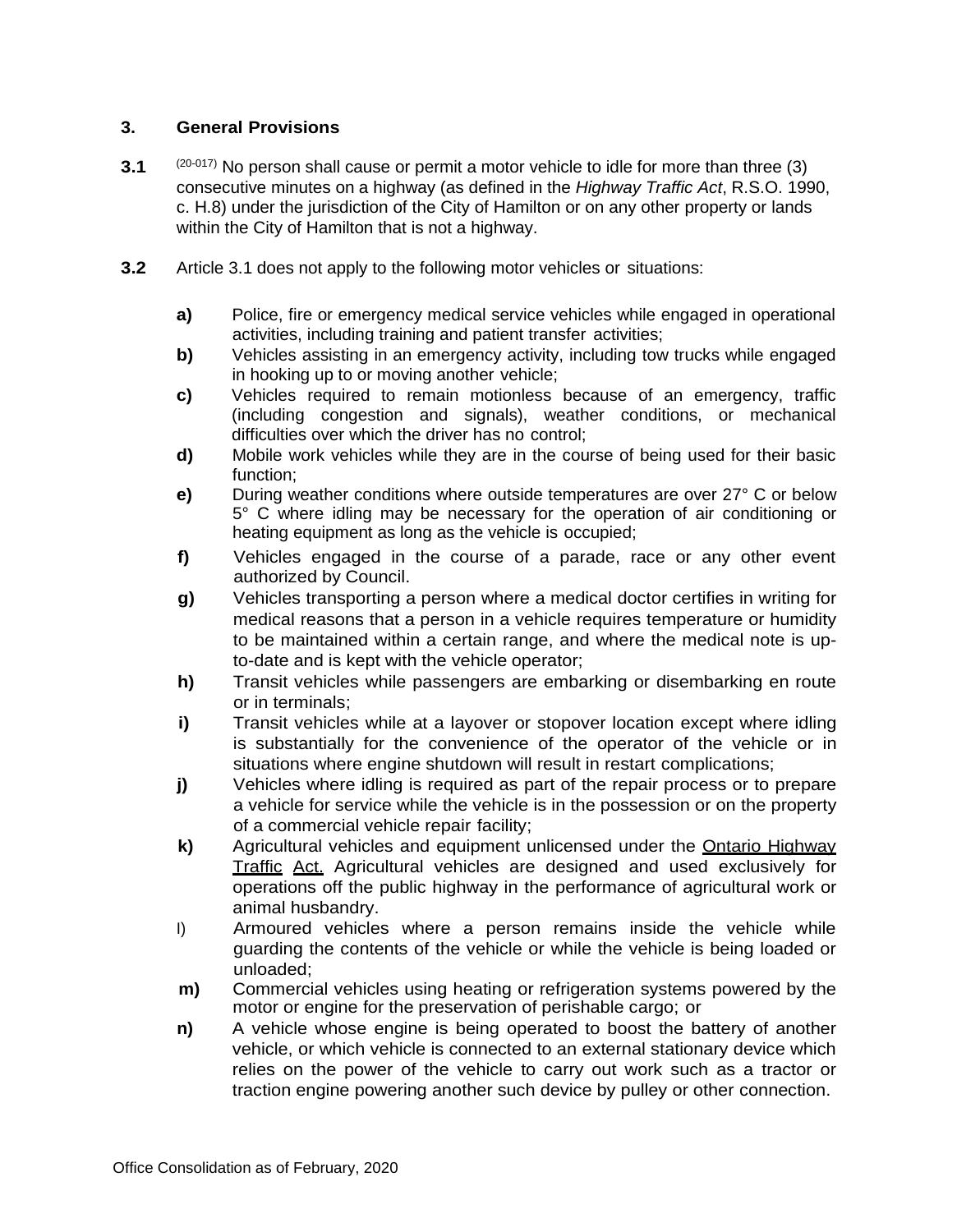## 3. General Provisions

**3.1** [20-017] No person shall cause or permit a motor vehicle to idle for more than three (3) consecutive minutes on a highway (as defined in the *Highway Traffic Act*, R.S.O. 1990, c. H.8) under the jurisdiction of the City of Hamilton or on any other property or lands within the City of Hamilton that is not a highway.

**3.2** Article 3.1 does not apply to the following motor vehicles or situations:

**a)** Police, fire or emergency medical service vehicles while engaged in operational activities, including training and patient transfer activities;

**b)** Vehicles assisting in an emergency activity, including tow trucks while engaged in hooking up to or moving another vehicle;

**c)** Vehicles required to remain motionless because of an emergency, traffic (including congestion and signals), weather conditions, or mechanical difficulties over which the driver has no control;

**d)** Mobile work vehicles while they are in the course of being used for their basic function;

**e)** During weather conditions where outside temperatures are over 27° C or below 5° C where idling may be necessary for the operation of air conditioning or heating equipment as long as the vehicle is occupied;

**f)** Vehicles engaged in the course of a parade, race or any other event authorized by Council.

**g)** Vehicles transporting a person where a medical doctor certifies in writing for medical reasons that a person in a vehicle requires temperature or humidity to be maintained within a certain range, and where the medical note is up-to-date and is kept with the vehicle operator;

**h)** Transit vehicles while passengers are embarking or disembarking en route or in terminals;

**i)** Transit vehicles while at a layover or stopover location except where idling is substantially for the convenience of the operator of the vehicle or in situations where engine shutdown will result in restart complications;

**j)** Vehicles where idling is required as part of the repair process or to prepare a vehicle for service while the vehicle is in the possession or on the property of a commercial vehicle repair facility;

**k)** Agricultural vehicles and equipment unlicensed under the Ontario Highway Traffic Act. Agricultural vehicles are designed and used exclusively for operations off the public highway in the performance of agricultural work or animal husbandry.

l) Armoured vehicles where a person remains inside the vehicle while guarding the contents of the vehicle or while the vehicle is being loaded or unloaded;

**m)** Commercial vehicles using heating or refrigeration systems powered by the motor or engine for the preservation of perishable cargo; or

**n)** A vehicle whose engine is being operated to boost the battery of another vehicle, or which vehicle is connected to an external stationary device which relies on the power of the vehicle to carry out work such as a tractor or traction engine powering another such device by pulley or other connection.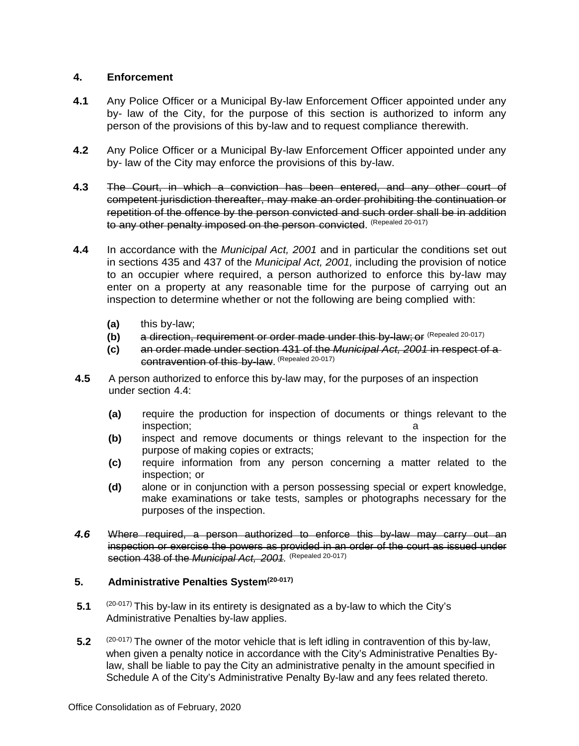## 4. Enforcement

**4.1** Any Police Officer or a Municipal By-law Enforcement Officer appointed under any by- law of the City, for the purpose of this section is authorized to inform any person of the provisions of this by-law and to request compliance therewith.

**4.2** Any Police Officer or a Municipal By-law Enforcement Officer appointed under any by- law of the City may enforce the provisions of this by-law.

**4.3** ~~The Court, in which a conviction has been entered, and any other court of competent jurisdiction thereafter, may make an order prohibiting the continuation or repetition of the offence by the person convicted and such order shall be in addition to any other penalty imposed on the person convicted~~. (Repealed 20-017)

**4.4** In accordance with the *Municipal Act, 2001* and in particular the conditions set out in sections 435 and 437 of the *Municipal Act, 2001,* including the provision of notice to an occupier where required, a person authorized to enforce this by-law may enter on a property at any reasonable time for the purpose of carrying out an inspection to determine whether or not the following are being complied with:

- **(a)** this by-law;
- **(b)** ~~a direction, requirement or order made under this by-law; or~~ (Repealed 20-017)
- **(c)** ~~an order made under section 431 of the *Municipal Act, 2001* in respect of a contravention of this by-law~~. (Repealed 20-017)

**4.5** A person authorized to enforce this by-law may, for the purposes of an inspection under section 4.4:

- **(a)** require the production for inspection of documents or things relevant to the inspection; a
- **(b)** inspect and remove documents or things relevant to the inspection for the purpose of making copies or extracts;
- **(c)** require information from any person concerning a matter related to the inspection; or
- **(d)** alone or in conjunction with a person possessing special or expert knowledge, make examinations or take tests, samples or photographs necessary for the purposes of the inspection.

***4.6*** ~~Where required, a person authorized to enforce this by-law may carry out an inspection or exercise the powers as provided in an order of the court as issued under section 438 of the *Municipal Act, 2001*.~~ (Repealed 20-017)

## 5. Administrative Penalties System(20-017)

**5.1** (20-017) This by-law in its entirety is designated as a by-law to which the City's Administrative Penalties by-law applies.

**5.2** (20-017) The owner of the motor vehicle that is left idling in contravention of this by-law, when given a penalty notice in accordance with the City's Administrative Penalties By-law, shall be liable to pay the City an administrative penalty in the amount specified in Schedule A of the City's Administrative Penalty By-law and any fees related thereto.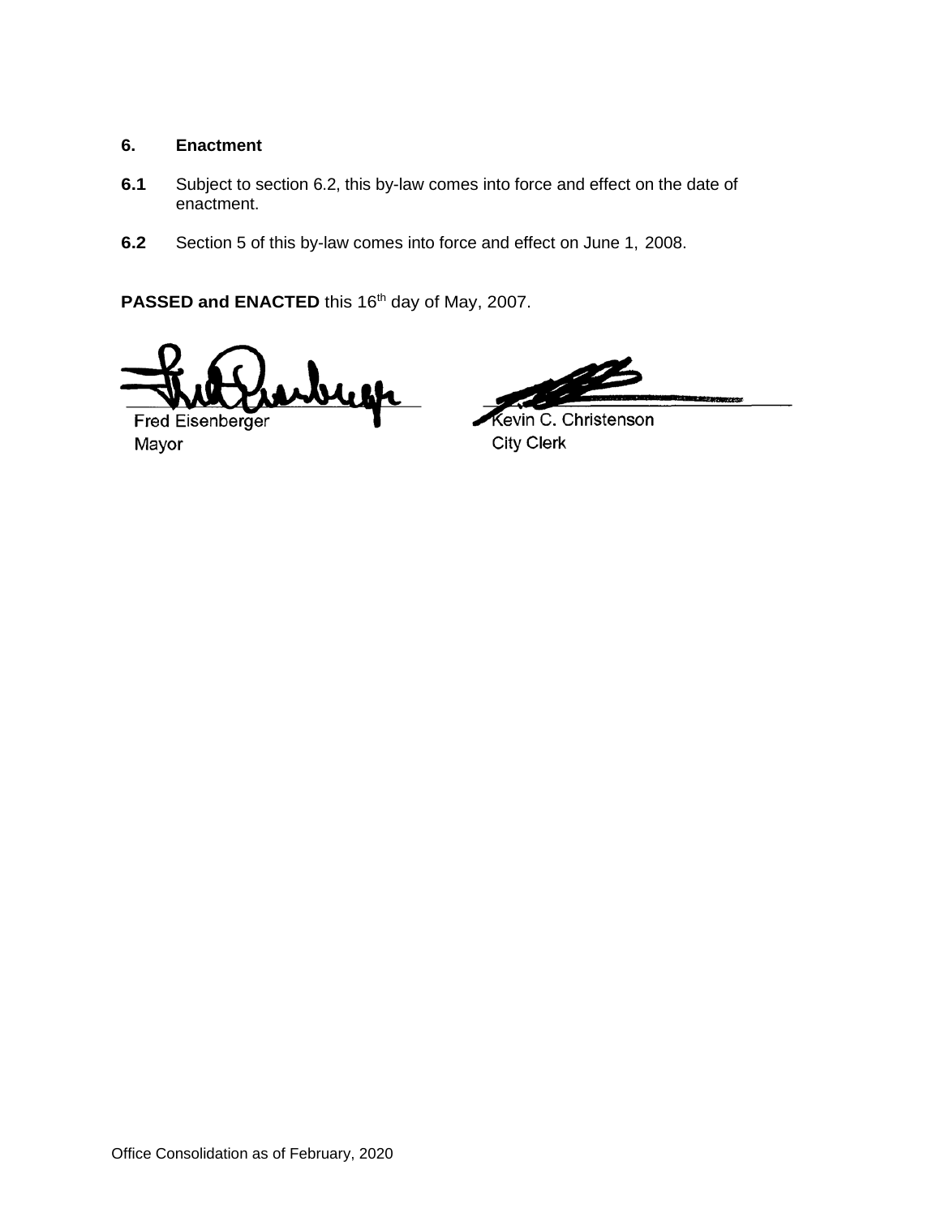## 6. Enactment

**6.1** Subject to section 6.2, this by-law comes into force and effect on the date of enactment.

**6.2** Section 5 of this by-law comes into force and effect on June 1, 2008.

**PASSED and ENACTED** this 16th day of May, 2007.

Fred Eisenberger
Mayor

Kevin C. Christenson
City Clerk

Office Consolidation as of February, 2020